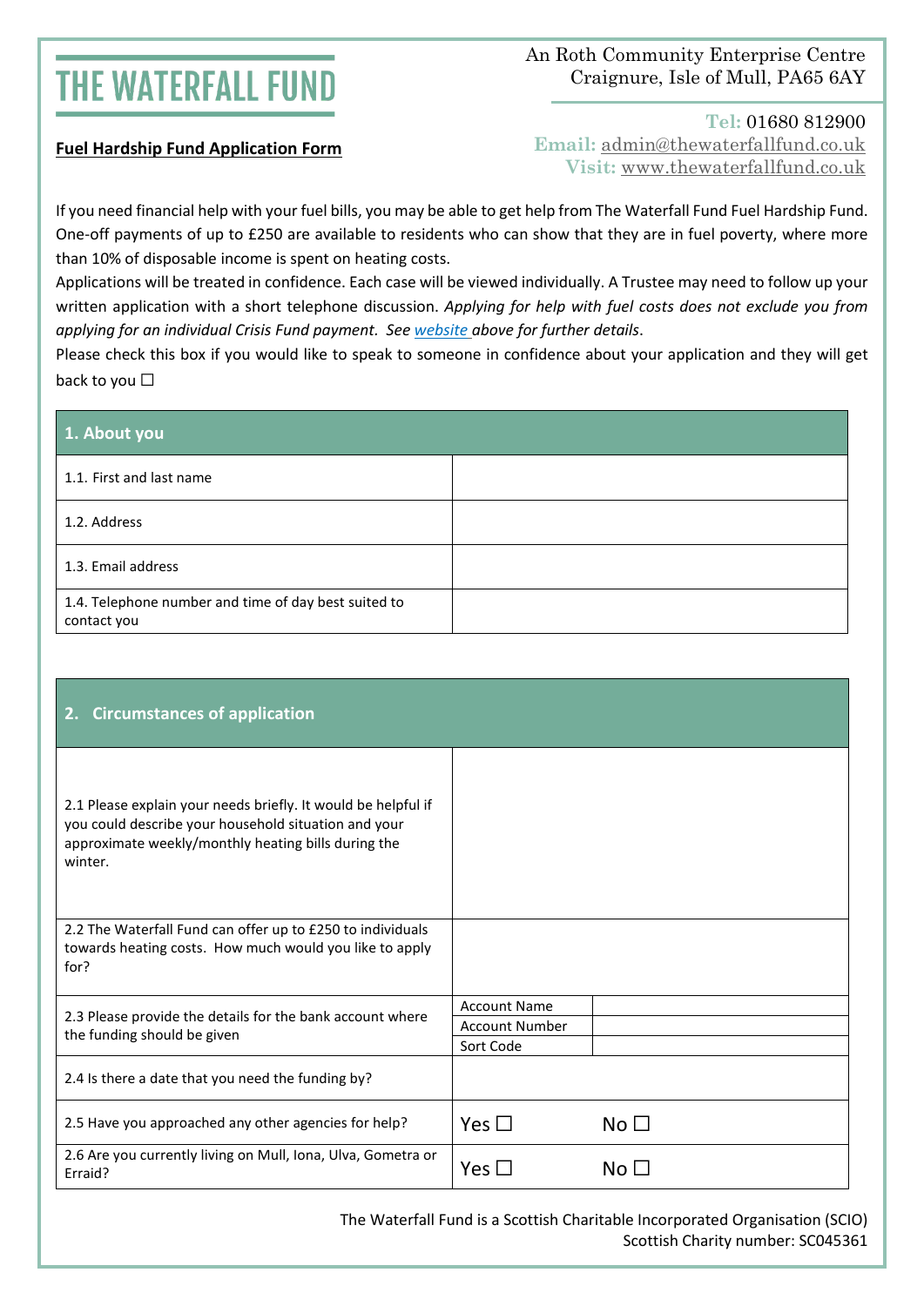# THE WATERFALL FUND

An Roth Community Enterprise Centre
Craignure, Isle of Mull, PA65 6AY

**Tel:** 01680 812900
**Email:** admin@thewaterfallfund.co.uk
**Visit:** www.thewaterfallfund.co.uk

## Fuel Hardship Fund Application Form

If you need financial help with your fuel bills, you may be able to get help from The Waterfall Fund Fuel Hardship Fund. One-off payments of up to £250 are available to residents who can show that they are in fuel poverty, where more than 10% of disposable income is spent on heating costs.

Applications will be treated in confidence. Each case will be viewed individually. A Trustee may need to follow up your written application with a short telephone discussion. *Applying for help with fuel costs does not exclude you from applying for an individual Crisis Fund payment. See website above for further details*.

Please check this box if you would like to speak to someone in confidence about your application and they will get back to you ☐

| 1. About you | |
|---|---|
| 1.1. First and last name | |
| 1.2. Address | |
| 1.3. Email address | |
| 1.4. Telephone number and time of day best suited to contact you | |

| 2. Circumstances of application | | |
|---|---|---|
| 2.1 Please explain your needs briefly. It would be helpful if you could describe your household situation and your approximate weekly/monthly heating bills during the winter. | | |
| 2.2 The Waterfall Fund can offer up to £250 to individuals towards heating costs. How much would you like to apply for? | | |
| 2.3 Please provide the details for the bank account where the funding should be given | Account Name | |
| | Account Number | |
| | Sort Code | |
| 2.4 Is there a date that you need the funding by? | | |
| 2.5 Have you approached any other agencies for help? | Yes ☐ | No ☐ |
| 2.6 Are you currently living on Mull, Iona, Ulva, Gometra or Erraid? | Yes ☐ | No ☐ |

The Waterfall Fund is a Scottish Charitable Incorporated Organisation (SCIO)
Scottish Charity number: SC045361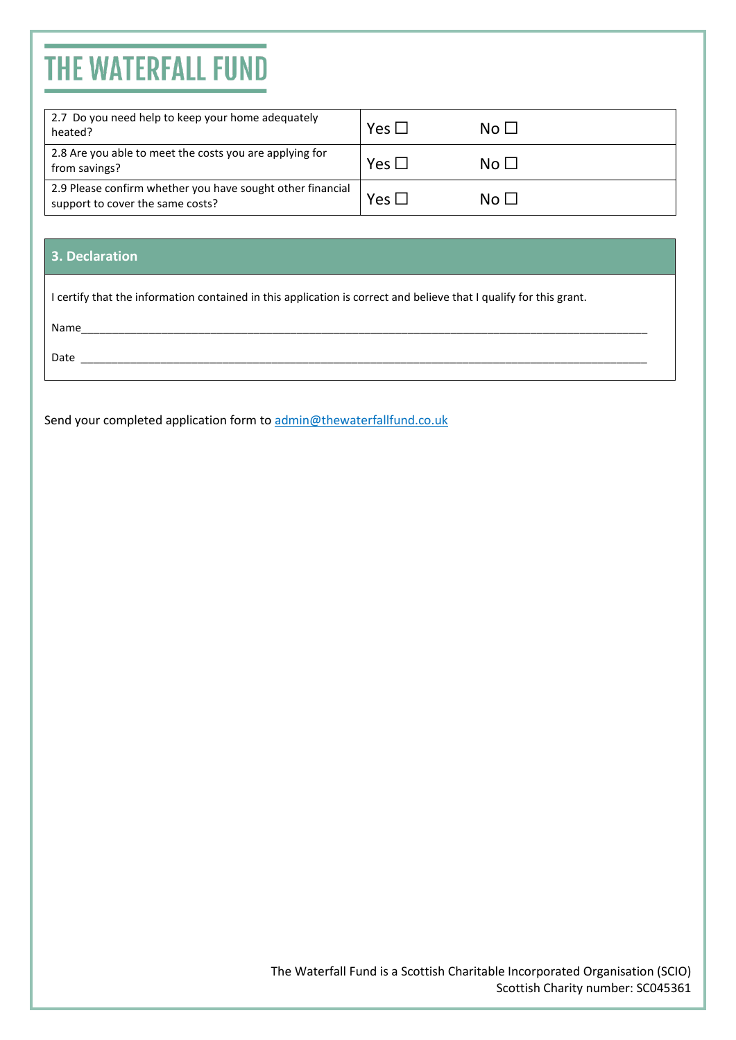# THE WATERFALL FUND

| | | |
|---|---|---|
| 2.7 Do you need help to keep your home adequately heated? | Yes ☐ | No ☐ |
| 2.8 Are you able to meet the costs you are applying for from savings? | Yes ☐ | No ☐ |
| 2.9 Please confirm whether you have sought other financial support to cover the same costs? | Yes ☐ | No ☐ |

## 3. Declaration

I certify that the information contained in this application is correct and believe that I qualify for this grant.

Name_______________________________________________________________________________________

Date _______________________________________________________________________________________

Send your completed application form to admin@thewaterfallfund.co.uk

The Waterfall Fund is a Scottish Charitable Incorporated Organisation (SCIO)
Scottish Charity number: SC045361